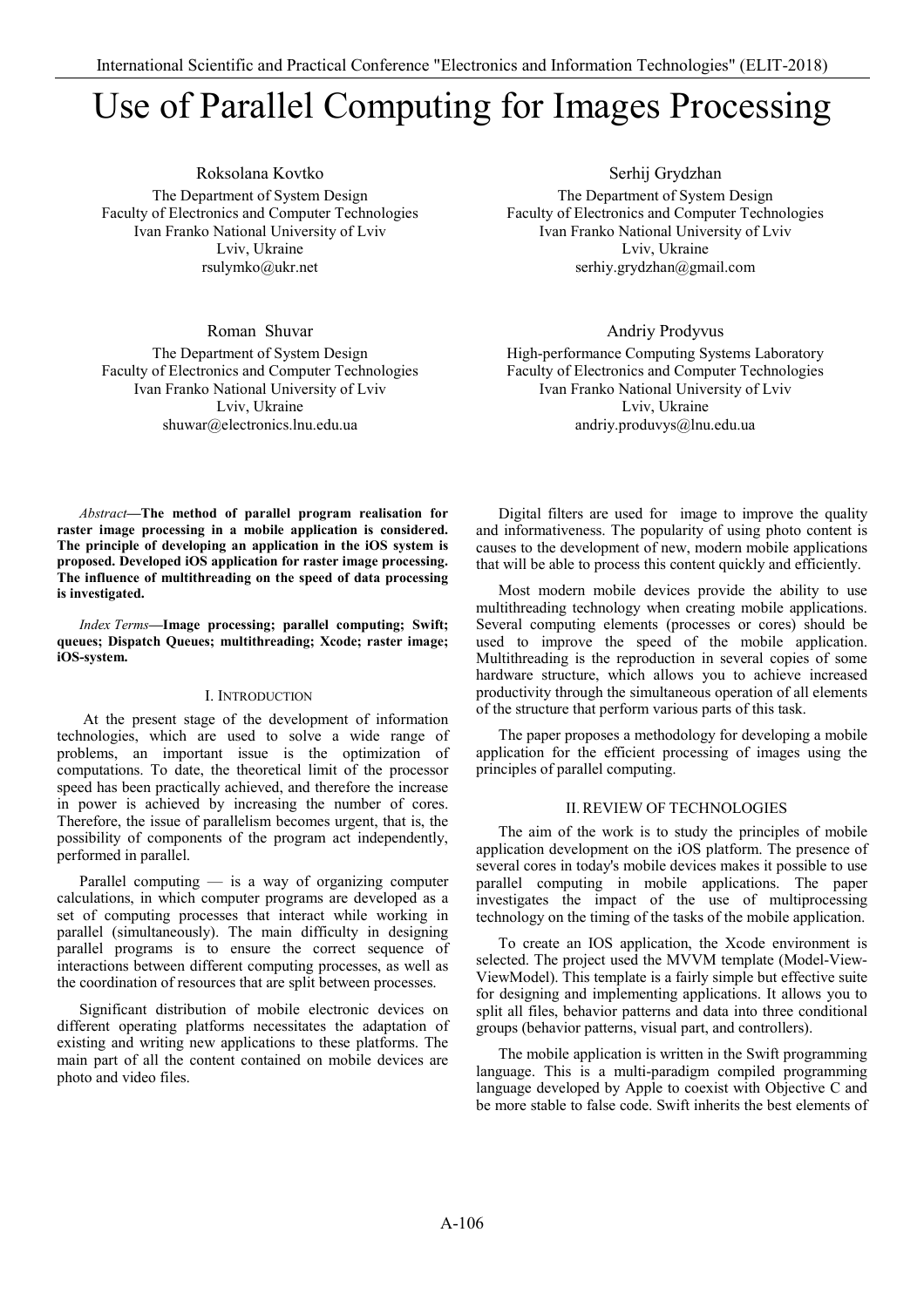# Use of Parallel Computing for Images Processing

Roksolana Kovtko
The Department of System Design
Faculty of Electronics and Computer Technologies
Ivan Franko National University of Lviv
Lviv, Ukraine
rsulymko@ukr.net

Serhij Grydzhan
The Department of System Design
Faculty of Electronics and Computer Technologies
Ivan Franko National University of Lviv
Lviv, Ukraine
serhiy.grydzhan@gmail.com

Roman Shuvar
The Department of System Design
Faculty of Electronics and Computer Technologies
Ivan Franko National University of Lviv
Lviv, Ukraine
shuwar@electronics.lnu.edu.ua

Andriy Prodyvus
High-performance Computing Systems Laboratory
Faculty of Electronics and Computer Technologies
Ivan Franko National University of Lviv
Lviv, Ukraine
andriy.produvys@lnu.edu.ua

*Abstract*—**The method of parallel program realisation for raster image processing in a mobile application is considered. The principle of developing an application in the iOS system is proposed. Developed iOS application for raster image processing. The influence of multithreading on the speed of data processing is investigated.**

*Index Terms*—**Image processing; parallel computing; Swift; queues; Dispatch Queues; multithreading; Xcode; raster image; iOS-system.**

## I. Introduction

At the present stage of the development of information technologies, which are used to solve a wide range of problems, an important issue is the optimization of computations. To date, the theoretical limit of the processor speed has been practically achieved, and therefore the increase in power is achieved by increasing the number of cores. Therefore, the issue of parallelism becomes urgent, that is, the possibility of components of the program act independently, performed in parallel.

Parallel computing — is a way of organizing computer calculations, in which computer programs are developed as a set of computing processes that interact while working in parallel (simultaneously). The main difficulty in designing parallel programs is to ensure the correct sequence of interactions between different computing processes, as well as the coordination of resources that are split between processes.

Significant distribution of mobile electronic devices on different operating platforms necessitates the adaptation of existing and writing new applications to these platforms. The main part of all the content contained on mobile devices are photo and video files.

Digital filters are used for image to improve the quality and informativeness. The popularity of using photo content is causes to the development of new, modern mobile applications that will be able to process this content quickly and efficiently.

Most modern mobile devices provide the ability to use multithreading technology when creating mobile applications. Several computing elements (processes or cores) should be used to improve the speed of the mobile application. Multithreading is the reproduction in several copies of some hardware structure, which allows you to achieve increased productivity through the simultaneous operation of all elements of the structure that perform various parts of this task.

The paper proposes a methodology for developing a mobile application for the efficient processing of images using the principles of parallel computing.

## II. Review of Technologies

The aim of the work is to study the principles of mobile application development on the iOS platform. The presence of several cores in today's mobile devices makes it possible to use parallel computing in mobile applications. The paper investigates the impact of the use of multiprocessing technology on the timing of the tasks of the mobile application.

To create an IOS application, the Xcode environment is selected. The project used the MVVM template (Model-View-ViewModel). This template is a fairly simple but effective suite for designing and implementing applications. It allows you to split all files, behavior patterns and data into three conditional groups (behavior patterns, visual part, and controllers).

The mobile application is written in the Swift programming language. This is a multi-paradigm compiled programming language developed by Apple to coexist with Objective C and be more stable to false code. Swift inherits the best elements of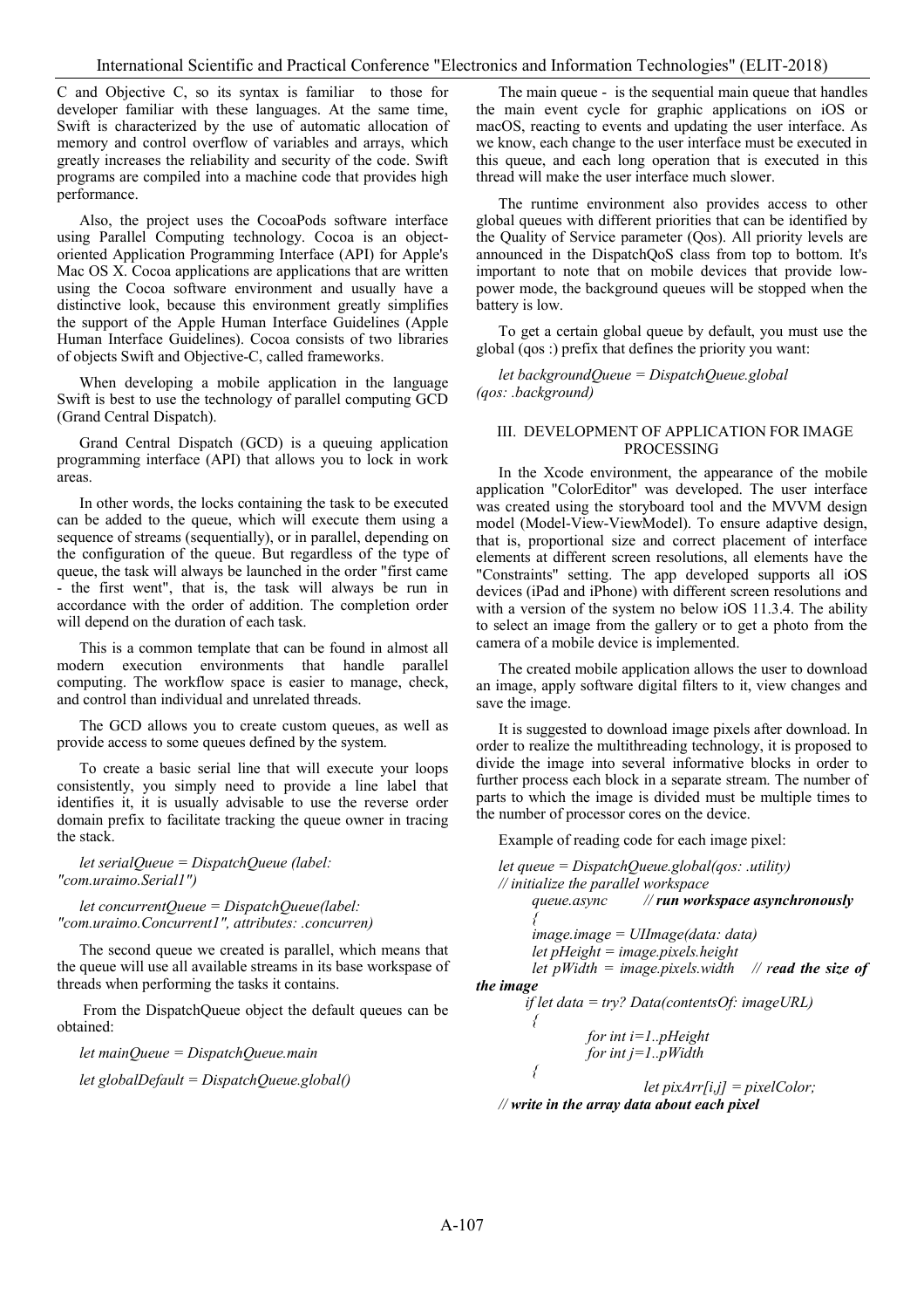C and Objective C, so its syntax is familiar to those for developer familiar with these languages. At the same time, Swift is characterized by the use of automatic allocation of memory and control overflow of variables and arrays, which greatly increases the reliability and security of the code. Swift programs are compiled into a machine code that provides high performance.

Also, the project uses the CocoaPods software interface using Parallel Computing technology. Cocoa is an object-oriented Application Programming Interface (API) for Apple's Mac OS X. Cocoa applications are applications that are written using the Cocoa software environment and usually have a distinctive look, because this environment greatly simplifies the support of the Apple Human Interface Guidelines (Apple Human Interface Guidelines). Cocoa consists of two libraries of objects Swift and Objective-C, called frameworks.

When developing a mobile application in the language Swift is best to use the technology of parallel computing GCD (Grand Central Dispatch).

Grand Central Dispatch (GCD) is a queuing application programming interface (API) that allows you to lock in work areas.

In other words, the locks containing the task to be executed can be added to the queue, which will execute them using a sequence of streams (sequentially), or in parallel, depending on the configuration of the queue. But regardless of the type of queue, the task will always be launched in the order "first came - the first went", that is, the task will always be run in accordance with the order of addition. The completion order will depend on the duration of each task.

This is a common template that can be found in almost all modern execution environments that handle parallel computing. The workflow space is easier to manage, check, and control than individual and unrelated threads.

The GCD allows you to create custom queues, as well as provide access to some queues defined by the system.

To create a basic serial line that will execute your loops consistently, you simply need to provide a line label that identifies it, it is usually advisable to use the reverse order domain prefix to facilitate tracking the queue owner in tracing the stack.

*let serialQueue = DispatchQueue (label: "com.uraimo.Serial1")*

*let concurrentQueue = DispatchQueue(label: "com.uraimo.Concurrent1", attributes: .concurren)*

The second queue we created is parallel, which means that the queue will use all available streams in its base workspase of threads when performing the tasks it contains.

From the DispatchQueue object the default queues can be obtained:

*let mainQueue = DispatchQueue.main*

*let globalDefault = DispatchQueue.global()*

The main queue - is the sequential main queue that handles the main event cycle for graphic applications on iOS or macOS, reacting to events and updating the user interface. As we know, each change to the user interface must be executed in this queue, and each long operation that is executed in this thread will make the user interface much slower.

The runtime environment also provides access to other global queues with different priorities that can be identified by the Quality of Service parameter (Qos). All priority levels are announced in the DispatchQoS class from top to bottom. It's important to note that on mobile devices that provide low-power mode, the background queues will be stopped when the battery is low.

To get a certain global queue by default, you must use the global (qos :) prefix that defines the priority you want:

*let backgroundQueue = DispatchQueue.global (qos: .background)*

## III. DEVELOPMENT OF APPLICATION FOR IMAGE PROCESSING

In the Xcode environment, the appearance of the mobile application "ColorEditor" was developed. The user interface was created using the storyboard tool and the MVVM design model (Model-View-ViewModel). To ensure adaptive design, that is, proportional size and correct placement of interface elements at different screen resolutions, all elements have the "Constraints" setting. The app developed supports all iOS devices (iPad and iPhone) with different screen resolutions and with a version of the system no below iOS 11.3.4. The ability to select an image from the gallery or to get a photo from the camera of a mobile device is implemented.

The created mobile application allows the user to download an image, apply software digital filters to it, view changes and save the image.

It is suggested to download image pixels after download. In order to realize the multithreading technology, it is proposed to divide the image into several informative blocks in order to further process each block in a separate stream. The number of parts to which the image is divided must be multiple times to the number of processor cores on the device.

Example of reading code for each image pixel:

```
let queue = DispatchQueue.global(qos: .utility)
// initialize the parallel workspace
    queue.async        // run workspace asynchronously
    {
    image.image = UIImage(data: data)
    let pHeight = image.pixels.height
    let pWidth = image.pixels.width    // read the size of the image
    if let data = try? Data(contentsOf: imageURL)
    {
        for int i=1..pHeight
        for int j=1..pWidth
    {
            let pixArr[i,j] = pixelColor;
// write in the array data about each pixel
```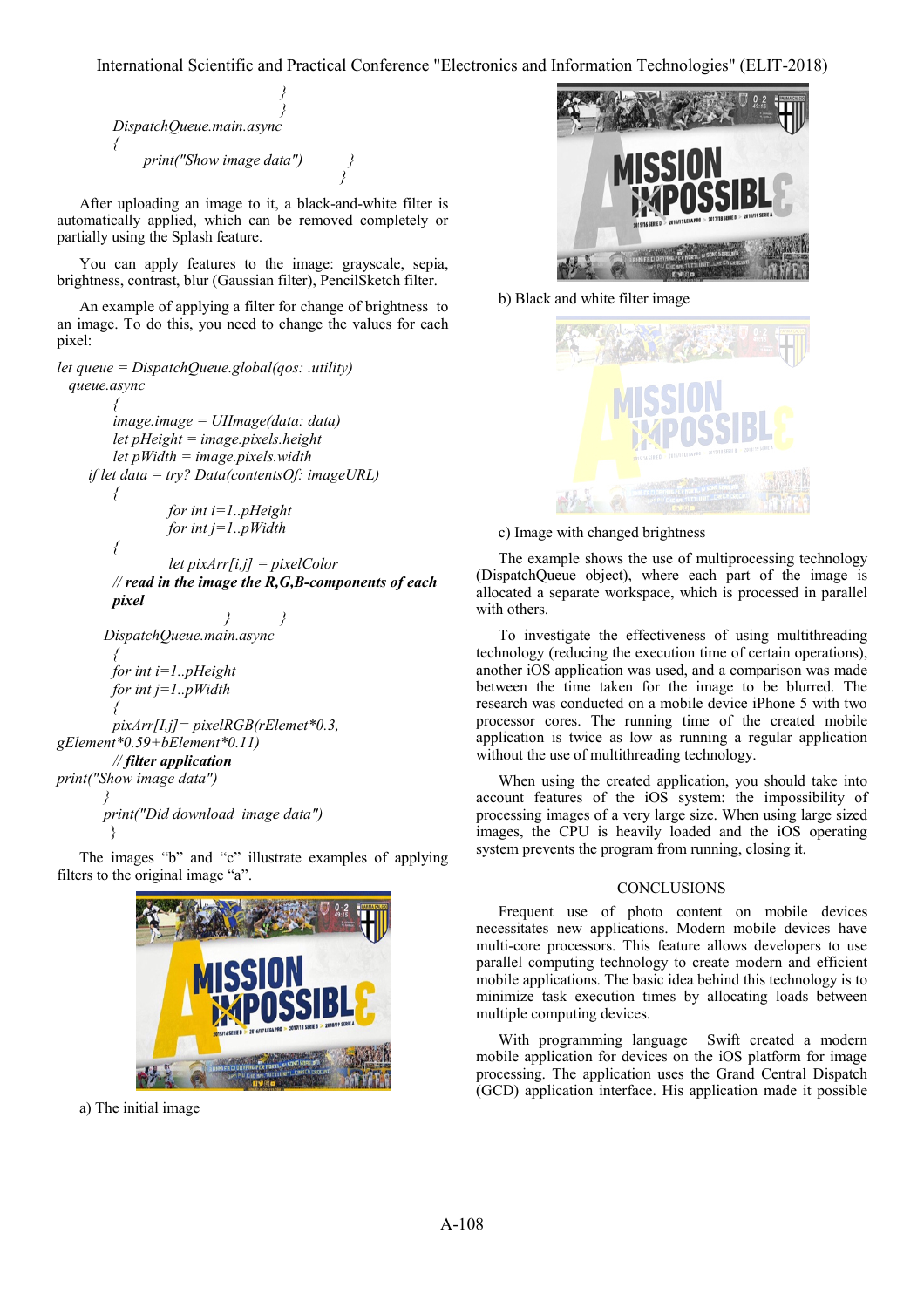```
        }
    }
DispatchQueue.main.async
{
    print("Show image data")
        }
    }
```

After uploading an image to it, a black-and-white filter is automatically applied, which can be removed completely or partially using the Splash feature.

You can apply features to the image: grayscale, sepia, brightness, contrast, blur (Gaussian filter), PencilSketch filter.

An example of applying a filter for change of brightness to an image. To do this, you need to change the values for each pixel:

```
let queue = DispatchQueue.global(qos: .utility)
  queue.async
    {
    image.image = UIImage(data: data)
    let pHeight = image.pixels.height
    let pWidth = image.pixels.width
  if let data = try? Data(contentsOf: imageURL)
    {
        for int i=1..pHeight
        for int j=1..pWidth
    {
        let pixArr[i,j] = pixelColor
    // read in the image the R,G,B-components of each pixel
            }     }
    DispatchQueue.main.async
    {
    for int i=1..pHeight
    for int j=1..pWidth
    {
    pixArr[I,j]= pixelRGB(rElemet*0.3,
gElement*0.59+bElement*0.11)
    // filter application
print("Show image data")
    }
    print("Did download  image data")
    }
```

The images "b" and "c" illustrate examples of applying filters to the original image "a".

a) The initial image

b) Black and white filter image

c) Image with changed brightness

The example shows the use of multiprocessing technology (DispatchQueue object), where each part of the image is allocated a separate workspace, which is processed in parallel with others.

To investigate the effectiveness of using multithreading technology (reducing the execution time of certain operations), another iOS application was used, and a comparison was made between the time taken for the image to be blurred. The research was conducted on a mobile device iPhone 5 with two processor cores. The running time of the created mobile application is twice as low as running a regular application without the use of multithreading technology.

When using the created application, you should take into account features of the iOS system: the impossibility of processing images of a very large size. When using large sized images, the CPU is heavily loaded and the iOS operating system prevents the program from running, closing it.

## CONCLUSIONS

Frequent use of photo content on mobile devices necessitates new applications. Modern mobile devices have multi-core processors. This feature allows developers to use parallel computing technology to create modern and efficient mobile applications. The basic idea behind this technology is to minimize task execution times by allocating loads between multiple computing devices.

With programming language Swift created a modern mobile application for devices on the iOS platform for image processing. The application uses the Grand Central Dispatch (GCD) application interface. His application made it possible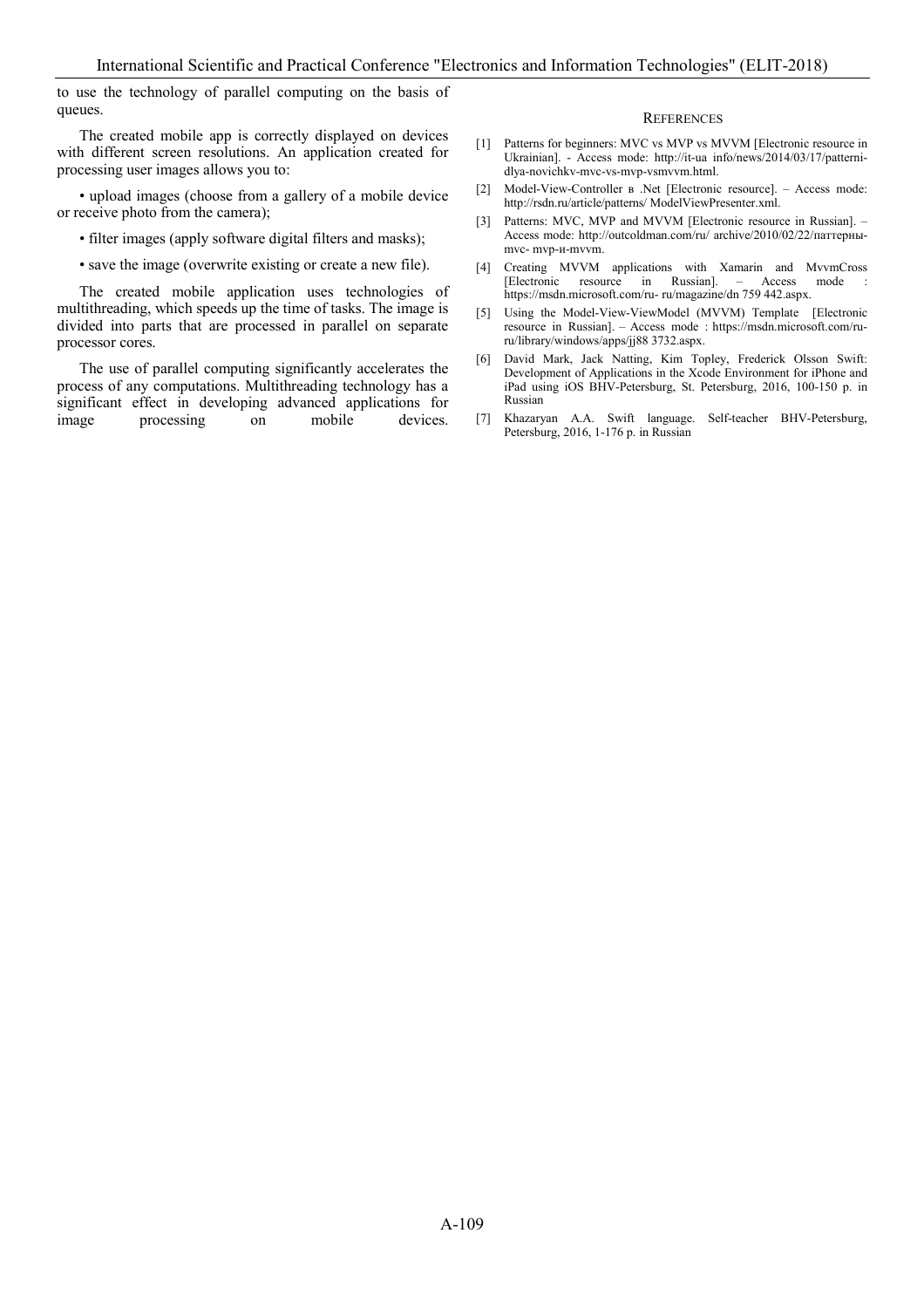to use the technology of parallel computing on the basis of queues.

The created mobile app is correctly displayed on devices with different screen resolutions. An application created for processing user images allows you to:

• upload images (choose from a gallery of a mobile device or receive photo from the camera);

• filter images (apply software digital filters and masks);

• save the image (overwrite existing or create a new file).

The created mobile application uses technologies of multithreading, which speeds up the time of tasks. The image is divided into parts that are processed in parallel on separate processor cores.

The use of parallel computing significantly accelerates the process of any computations. Multithreading technology has a significant effect in developing advanced applications for image processing on mobile devices.

## References

[1] Patterns for beginners: MVC vs MVP vs MVVM [Electronic resource in Ukrainian]. - Access mode: http://it-ua info/news/2014/03/17/patterni-dlya-novichkv-mvc-vs-mvp-vsmvvm.html.

[2] Model-View-Controller в .Net [Electronic resource]. – Access mode: http://rsdn.ru/article/patterns/ ModelViewPresenter.xml.

[3] Patterns: MVC, MVP and MVVM [Electronic resource in Russian]. – Access mode: http://outcoldman.com/ru/ archive/2010/02/22/паттерны-mvc- mvp-и-mvvm.

[4] Creating MVVM applications with Xamarin and MvvmCross [Electronic resource in Russian]. – Access mode : https://msdn.microsoft.com/ru- ru/magazine/dn 759 442.aspx.

[5] Using the Model-View-ViewModel (MVVM) Template [Electronic resource in Russian]. – Access mode : https://msdn.microsoft.com/ru-ru/library/windows/apps/jj88 3732.aspx.

[6] David Mark, Jack Natting, Kim Topley, Frederick Olsson Swift: Development of Applications in the Xcode Environment for iPhone and iPad using iOS BHV-Petersburg, St. Petersburg, 2016, 100-150 p. in Russian

[7] Khazaryan A.A. Swift language. Self-teacher BHV-Petersburg, Petersburg, 2016, 1-176 p. in Russian